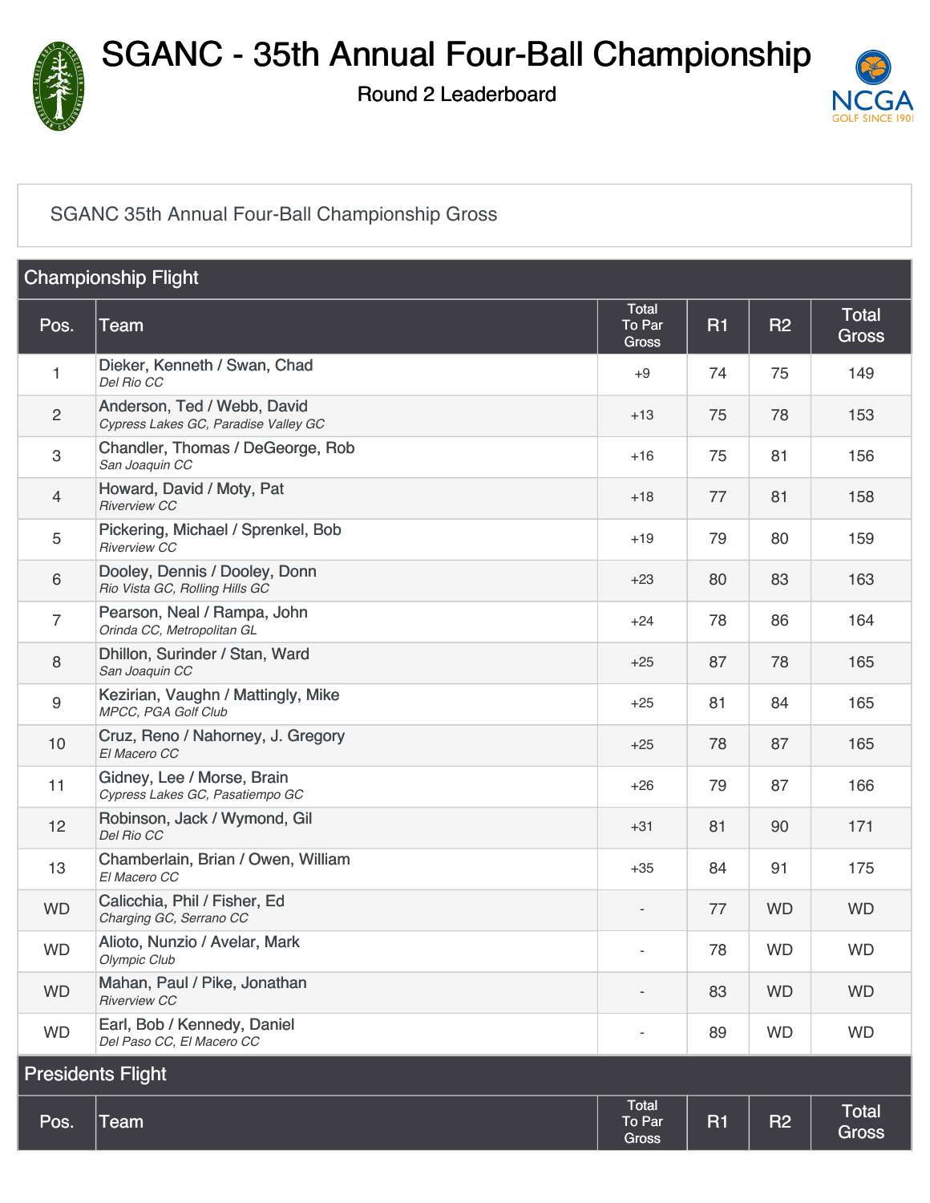# SGANC - 35th Annual Four-Ball Championship

## Round 2 Leaderboard

SGANC 35th Annual Four-Ball Championship Gross

### Championship Flight

| Pos. | Team | Total To Par Gross | R1 | R2 | Total Gross |
|---|---|---|---|---|---|
| 1 | Dieker, Kenneth / Swan, Chad<br>*Del Rio CC* | +9 | 74 | 75 | 149 |
| 2 | Anderson, Ted / Webb, David<br>*Cypress Lakes GC, Paradise Valley GC* | +13 | 75 | 78 | 153 |
| 3 | Chandler, Thomas / DeGeorge, Rob<br>*San Joaquin CC* | +16 | 75 | 81 | 156 |
| 4 | Howard, David / Moty, Pat<br>*Riverview CC* | +18 | 77 | 81 | 158 |
| 5 | Pickering, Michael / Sprenkel, Bob<br>*Riverview CC* | +19 | 79 | 80 | 159 |
| 6 | Dooley, Dennis / Dooley, Donn<br>*Rio Vista GC, Rolling Hills GC* | +23 | 80 | 83 | 163 |
| 7 | Pearson, Neal / Rampa, John<br>*Orinda CC, Metropolitan GL* | +24 | 78 | 86 | 164 |
| 8 | Dhillon, Surinder / Stan, Ward<br>*San Joaquin CC* | +25 | 87 | 78 | 165 |
| 9 | Kezirian, Vaughn / Mattingly, Mike<br>*MPCC, PGA Golf Club* | +25 | 81 | 84 | 165 |
| 10 | Cruz, Reno / Nahorney, J. Gregory<br>*El Macero CC* | +25 | 78 | 87 | 165 |
| 11 | Gidney, Lee / Morse, Brain<br>*Cypress Lakes GC, Pasatiempo GC* | +26 | 79 | 87 | 166 |
| 12 | Robinson, Jack / Wymond, Gil<br>*Del Rio CC* | +31 | 81 | 90 | 171 |
| 13 | Chamberlain, Brian / Owen, William<br>*El Macero CC* | +35 | 84 | 91 | 175 |
| WD | Calicchia, Phil / Fisher, Ed<br>*Charging GC, Serrano CC* | - | 77 | WD | WD |
| WD | Alioto, Nunzio / Avelar, Mark<br>*Olympic Club* | - | 78 | WD | WD |
| WD | Mahan, Paul / Pike, Jonathan<br>*Riverview CC* | - | 83 | WD | WD |
| WD | Earl, Bob / Kennedy, Daniel<br>*Del Paso CC, El Macero CC* | - | 89 | WD | WD |

### Presidents Flight

| Pos. | Team | Total To Par Gross | R1 | R2 | Total Gross |
|---|---|---|---|---|---|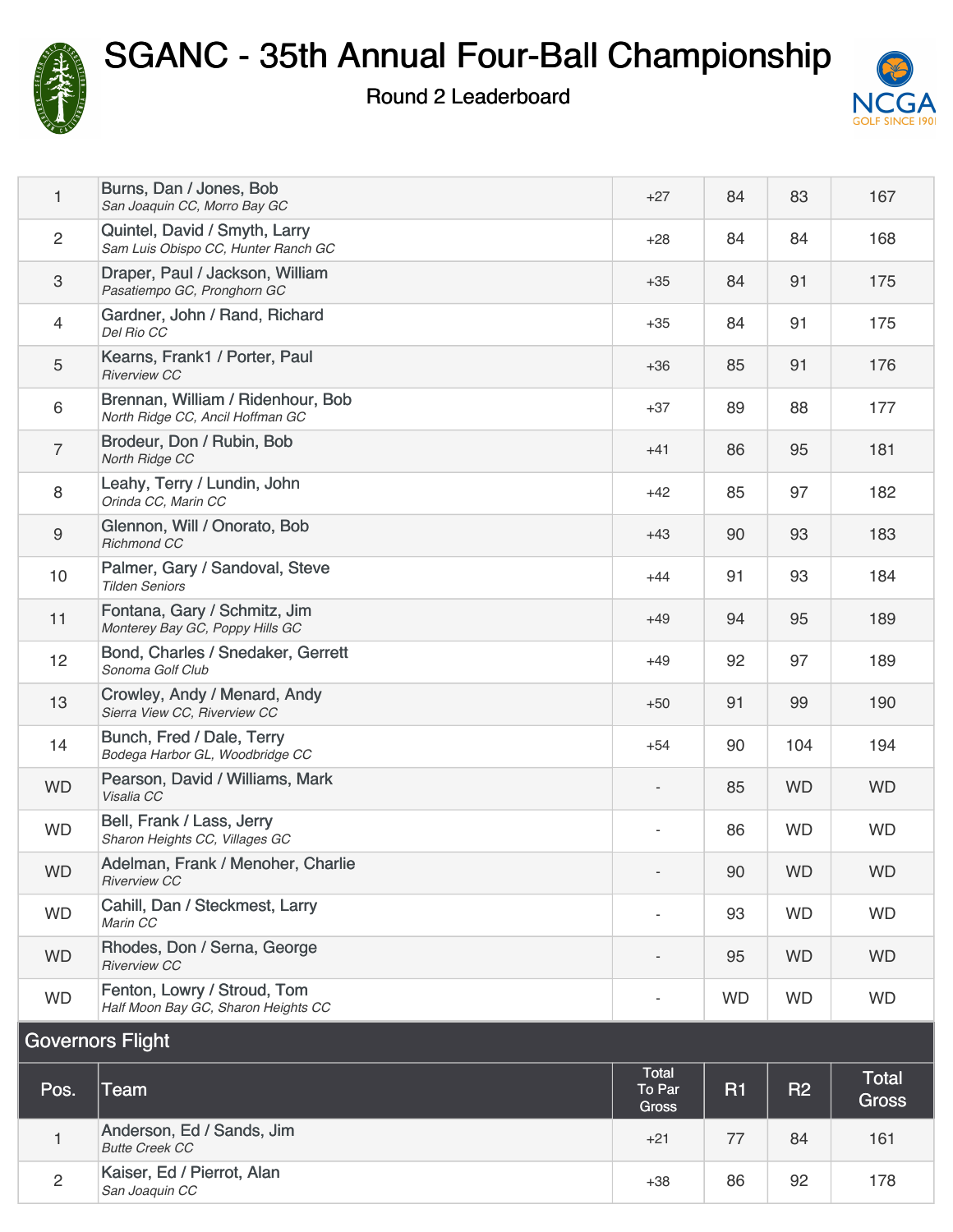# SGANC - 35th Annual Four-Ball Championship

## Round 2 Leaderboard

| Pos. | Team | Total To Par Gross | R1 | R2 | Total Gross |
|---|---|---|---|---|---|
| 1 | Burns, Dan / Jones, Bob<br>*San Joaquin CC, Morro Bay GC* | +27 | 84 | 83 | 167 |
| 2 | Quintel, David / Smyth, Larry<br>*Sam Luis Obispo CC, Hunter Ranch GC* | +28 | 84 | 84 | 168 |
| 3 | Draper, Paul / Jackson, William<br>*Pasatiempo GC, Pronghorn GC* | +35 | 84 | 91 | 175 |
| 4 | Gardner, John / Rand, Richard<br>*Del Rio CC* | +35 | 84 | 91 | 175 |
| 5 | Kearns, Frank1 / Porter, Paul<br>*Riverview CC* | +36 | 85 | 91 | 176 |
| 6 | Brennan, William / Ridenhour, Bob<br>*North Ridge CC, Ancil Hoffman GC* | +37 | 89 | 88 | 177 |
| 7 | Brodeur, Don / Rubin, Bob<br>*North Ridge CC* | +41 | 86 | 95 | 181 |
| 8 | Leahy, Terry / Lundin, John<br>*Orinda CC, Marin CC* | +42 | 85 | 97 | 182 |
| 9 | Glennon, Will / Onorato, Bob<br>*Richmond CC* | +43 | 90 | 93 | 183 |
| 10 | Palmer, Gary / Sandoval, Steve<br>*Tilden Seniors* | +44 | 91 | 93 | 184 |
| 11 | Fontana, Gary / Schmitz, Jim<br>*Monterey Bay GC, Poppy Hills GC* | +49 | 94 | 95 | 189 |
| 12 | Bond, Charles / Snedaker, Gerrett<br>*Sonoma Golf Club* | +49 | 92 | 97 | 189 |
| 13 | Crowley, Andy / Menard, Andy<br>*Sierra View CC, Riverview CC* | +50 | 91 | 99 | 190 |
| 14 | Bunch, Fred / Dale, Terry<br>*Bodega Harbor GL, Woodbridge CC* | +54 | 90 | 104 | 194 |
| WD | Pearson, David / Williams, Mark<br>*Visalia CC* | - | 85 | WD | WD |
| WD | Bell, Frank / Lass, Jerry<br>*Sharon Heights CC, Villages GC* | - | 86 | WD | WD |
| WD | Adelman, Frank / Menoher, Charlie<br>*Riverview CC* | - | 90 | WD | WD |
| WD | Cahill, Dan / Steckmest, Larry<br>*Marin CC* | - | 93 | WD | WD |
| WD | Rhodes, Don / Serna, George<br>*Riverview CC* | - | 95 | WD | WD |
| WD | Fenton, Lowry / Stroud, Tom<br>*Half Moon Bay GC, Sharon Heights CC* | - | WD | WD | WD |

## Governors Flight

| Pos. | Team | Total To Par Gross | R1 | R2 | Total Gross |
|---|---|---|---|---|---|
| 1 | Anderson, Ed / Sands, Jim<br>*Butte Creek CC* | +21 | 77 | 84 | 161 |
| 2 | Kaiser, Ed / Pierrot, Alan<br>*San Joaquin CC* | +38 | 86 | 92 | 178 |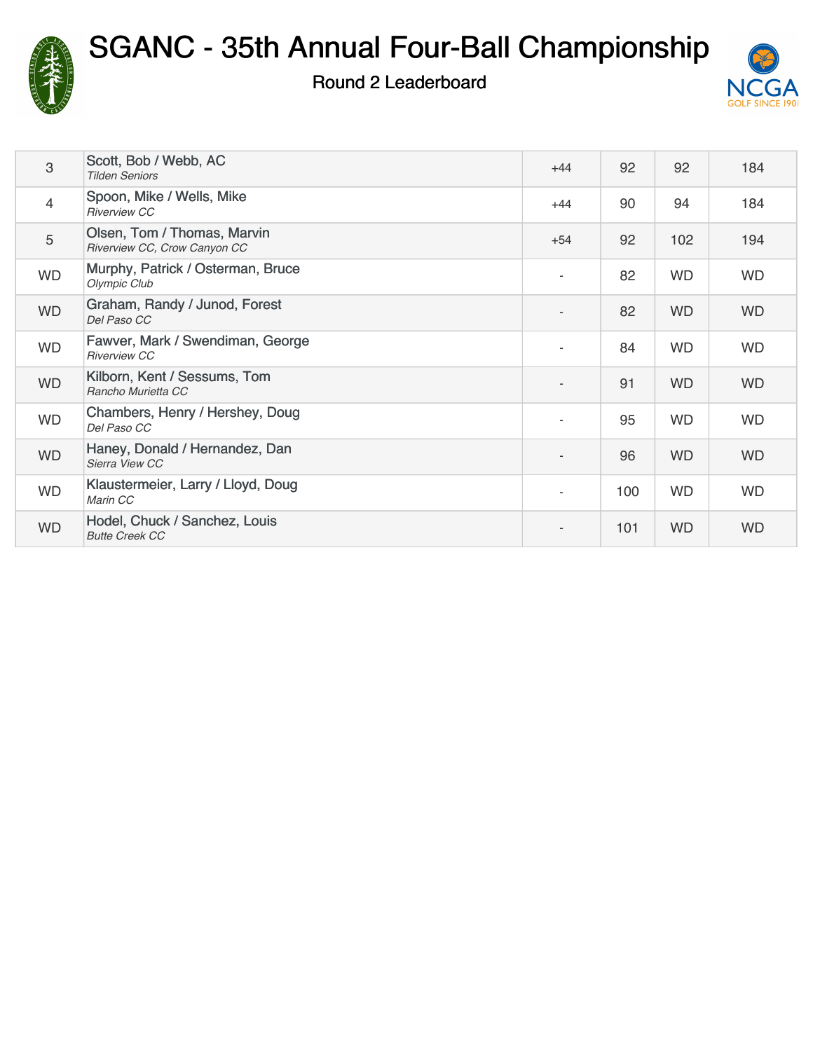# SGANC - 35th Annual Four-Ball Championship

## Round 2 Leaderboard

| | | | | | |
|---|---|---|---|---|---|
| 3 | Scott, Bob / Webb, AC<br>*Tilden Seniors* | +44 | 92 | 92 | 184 |
| 4 | Spoon, Mike / Wells, Mike<br>*Riverview CC* | +44 | 90 | 94 | 184 |
| 5 | Olsen, Tom / Thomas, Marvin<br>*Riverview CC, Crow Canyon CC* | +54 | 92 | 102 | 194 |
| WD | Murphy, Patrick / Osterman, Bruce<br>*Olympic Club* | - | 82 | WD | WD |
| WD | Graham, Randy / Junod, Forest<br>*Del Paso CC* | - | 82 | WD | WD |
| WD | Fawver, Mark / Swendiman, George<br>*Riverview CC* | - | 84 | WD | WD |
| WD | Kilborn, Kent / Sessums, Tom<br>*Rancho Murietta CC* | - | 91 | WD | WD |
| WD | Chambers, Henry / Hershey, Doug<br>*Del Paso CC* | - | 95 | WD | WD |
| WD | Haney, Donald / Hernandez, Dan<br>*Sierra View CC* | - | 96 | WD | WD |
| WD | Klaustermeier, Larry / Lloyd, Doug<br>*Marin CC* | - | 100 | WD | WD |
| WD | Hodel, Chuck / Sanchez, Louis<br>*Butte Creek CC* | - | 101 | WD | WD |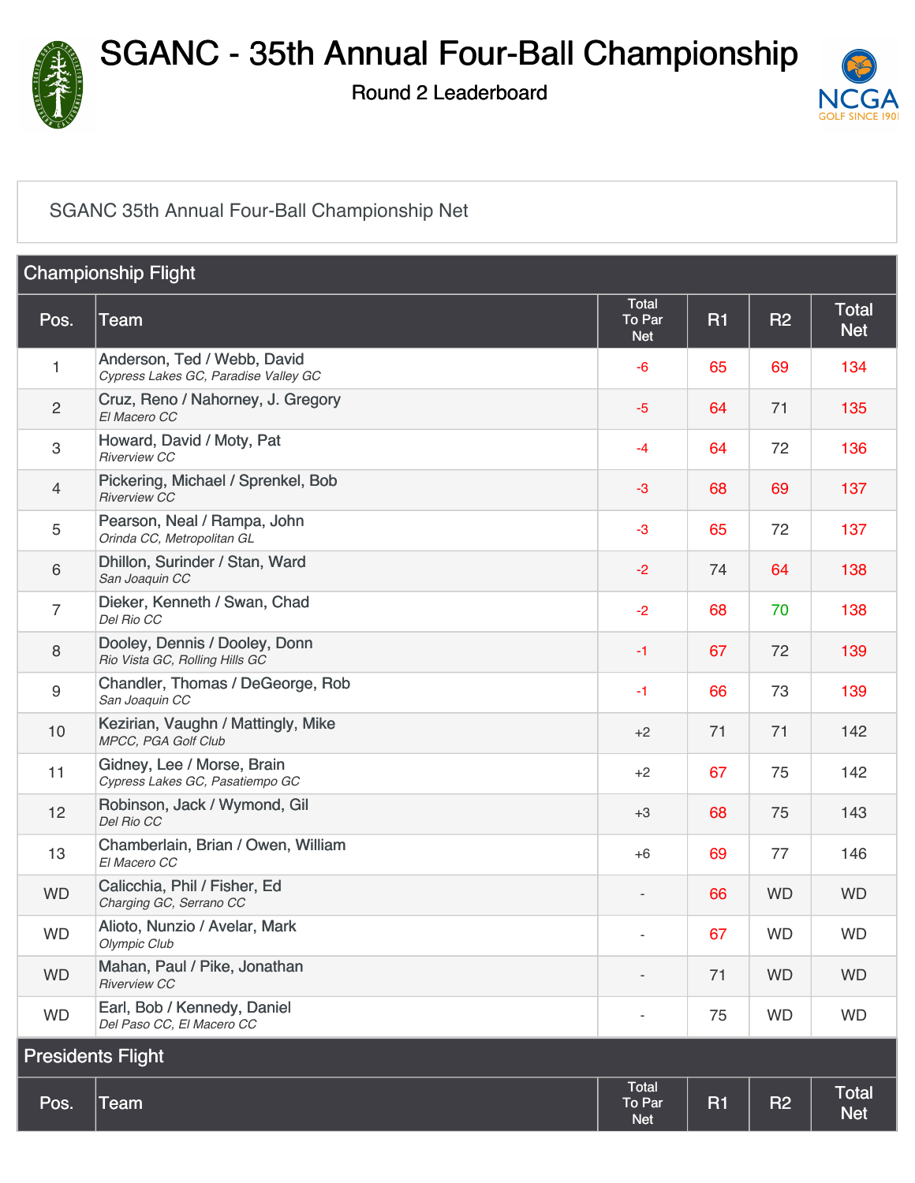# SGANC - 35th Annual Four-Ball Championship

Round 2 Leaderboard

SGANC 35th Annual Four-Ball Championship Net

## Championship Flight

| Pos. | Team | Total To Par Net | R1 | R2 | Total Net |
|---|---|---|---|---|---|
| 1 | Anderson, Ted / Webb, David<br>*Cypress Lakes GC, Paradise Valley GC* | -6 | 65 | 69 | 134 |
| 2 | Cruz, Reno / Nahorney, J. Gregory<br>*El Macero CC* | -5 | 64 | 71 | 135 |
| 3 | Howard, David / Moty, Pat<br>*Riverview CC* | -4 | 64 | 72 | 136 |
| 4 | Pickering, Michael / Sprenkel, Bob<br>*Riverview CC* | -3 | 68 | 69 | 137 |
| 5 | Pearson, Neal / Rampa, John<br>*Orinda CC, Metropolitan GL* | -3 | 65 | 72 | 137 |
| 6 | Dhillon, Surinder / Stan, Ward<br>*San Joaquin CC* | -2 | 74 | 64 | 138 |
| 7 | Dieker, Kenneth / Swan, Chad<br>*Del Rio CC* | -2 | 68 | 70 | 138 |
| 8 | Dooley, Dennis / Dooley, Donn<br>*Rio Vista GC, Rolling Hills GC* | -1 | 67 | 72 | 139 |
| 9 | Chandler, Thomas / DeGeorge, Rob<br>*San Joaquin CC* | -1 | 66 | 73 | 139 |
| 10 | Kezirian, Vaughn / Mattingly, Mike<br>*MPCC, PGA Golf Club* | +2 | 71 | 71 | 142 |
| 11 | Gidney, Lee / Morse, Brain<br>*Cypress Lakes GC, Pasatiempo GC* | +2 | 67 | 75 | 142 |
| 12 | Robinson, Jack / Wymond, Gil<br>*Del Rio CC* | +3 | 68 | 75 | 143 |
| 13 | Chamberlain, Brian / Owen, William<br>*El Macero CC* | +6 | 69 | 77 | 146 |
| WD | Calicchia, Phil / Fisher, Ed<br>*Charging GC, Serrano CC* | - | 66 | WD | WD |
| WD | Alioto, Nunzio / Avelar, Mark<br>*Olympic Club* | - | 67 | WD | WD |
| WD | Mahan, Paul / Pike, Jonathan<br>*Riverview CC* | - | 71 | WD | WD |
| WD | Earl, Bob / Kennedy, Daniel<br>*Del Paso CC, El Macero CC* | - | 75 | WD | WD |

## Presidents Flight

| Pos. | Team | Total To Par Net | R1 | R2 | Total Net |
|---|---|---|---|---|---|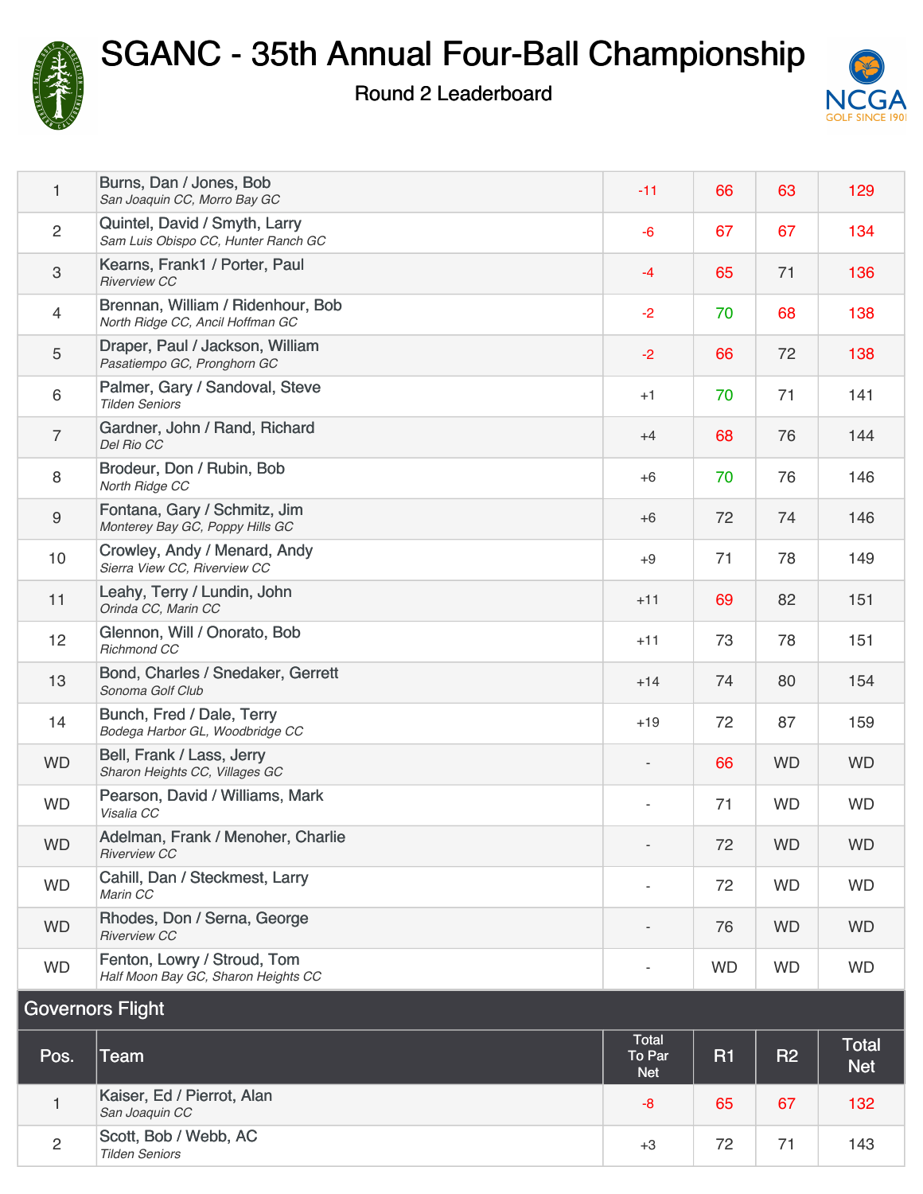# SGANC - 35th Annual Four-Ball Championship

Round 2 Leaderboard

| Pos. | Team | Total To Par Net | R1 | R2 | Total Net |
|---|---|---|---|---|---|
| 1 | Burns, Dan / Jones, Bob<br>*San Joaquin CC, Morro Bay GC* | -11 | 66 | 63 | 129 |
| 2 | Quintel, David / Smyth, Larry<br>*Sam Luis Obispo CC, Hunter Ranch GC* | -6 | 67 | 67 | 134 |
| 3 | Kearns, Frank1 / Porter, Paul<br>*Riverview CC* | -4 | 65 | 71 | 136 |
| 4 | Brennan, William / Ridenhour, Bob<br>*North Ridge CC, Ancil Hoffman GC* | -2 | 70 | 68 | 138 |
| 5 | Draper, Paul / Jackson, William<br>*Pasatiempo GC, Pronghorn GC* | -2 | 66 | 72 | 138 |
| 6 | Palmer, Gary / Sandoval, Steve<br>*Tilden Seniors* | +1 | 70 | 71 | 141 |
| 7 | Gardner, John / Rand, Richard<br>*Del Rio CC* | +4 | 68 | 76 | 144 |
| 8 | Brodeur, Don / Rubin, Bob<br>*North Ridge CC* | +6 | 70 | 76 | 146 |
| 9 | Fontana, Gary / Schmitz, Jim<br>*Monterey Bay GC, Poppy Hills GC* | +6 | 72 | 74 | 146 |
| 10 | Crowley, Andy / Menard, Andy<br>*Sierra View CC, Riverview CC* | +9 | 71 | 78 | 149 |
| 11 | Leahy, Terry / Lundin, John<br>*Orinda CC, Marin CC* | +11 | 69 | 82 | 151 |
| 12 | Glennon, Will / Onorato, Bob<br>*Richmond CC* | +11 | 73 | 78 | 151 |
| 13 | Bond, Charles / Snedaker, Gerrett<br>*Sonoma Golf Club* | +14 | 74 | 80 | 154 |
| 14 | Bunch, Fred / Dale, Terry<br>*Bodega Harbor GL, Woodbridge CC* | +19 | 72 | 87 | 159 |
| WD | Bell, Frank / Lass, Jerry<br>*Sharon Heights CC, Villages GC* | - | 66 | WD | WD |
| WD | Pearson, David / Williams, Mark<br>*Visalia CC* | - | 71 | WD | WD |
| WD | Adelman, Frank / Menoher, Charlie<br>*Riverview CC* | - | 72 | WD | WD |
| WD | Cahill, Dan / Steckmest, Larry<br>*Marin CC* | - | 72 | WD | WD |
| WD | Rhodes, Don / Serna, George<br>*Riverview CC* | - | 76 | WD | WD |
| WD | Fenton, Lowry / Stroud, Tom<br>*Half Moon Bay GC, Sharon Heights CC* | - | WD | WD | WD |

## Governors Flight

| Pos. | Team | Total To Par Net | R1 | R2 | Total Net |
|---|---|---|---|---|---|
| 1 | Kaiser, Ed / Pierrot, Alan<br>*San Joaquin CC* | -8 | 65 | 67 | 132 |
| 2 | Scott, Bob / Webb, AC<br>*Tilden Seniors* | +3 | 72 | 71 | 143 |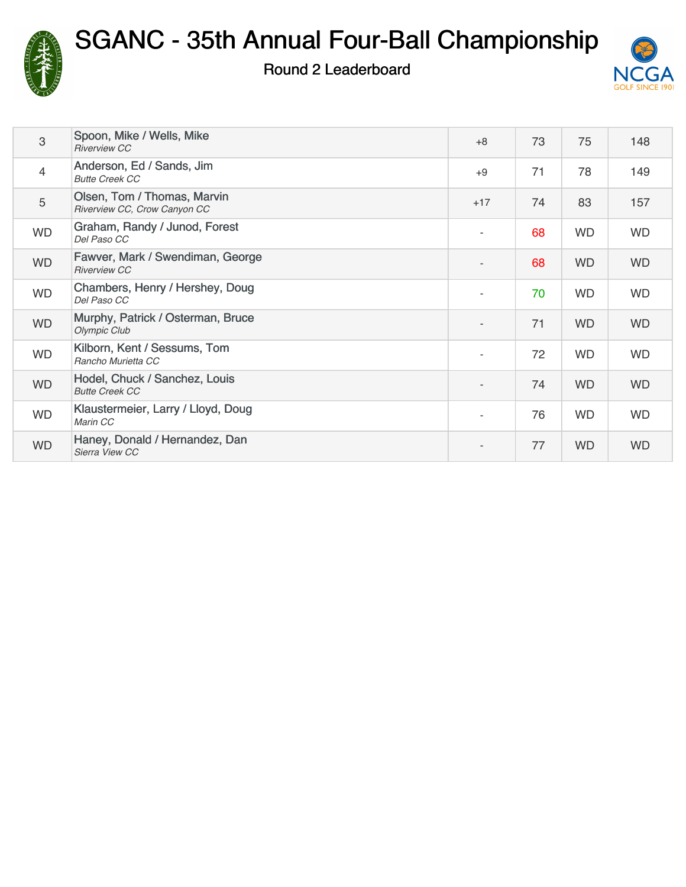# SGANC - 35th Annual Four-Ball Championship

Round 2 Leaderboard

| | | | | | |
|---|---|---|---|---|---|
| 3 | Spoon, Mike / Wells, Mike<br>*Riverview CC* | +8 | 73 | 75 | 148 |
| 4 | Anderson, Ed / Sands, Jim<br>*Butte Creek CC* | +9 | 71 | 78 | 149 |
| 5 | Olsen, Tom / Thomas, Marvin<br>*Riverview CC, Crow Canyon CC* | +17 | 74 | 83 | 157 |
| WD | Graham, Randy / Junod, Forest<br>*Del Paso CC* | - | 68 | WD | WD |
| WD | Fawver, Mark / Swendiman, George<br>*Riverview CC* | - | 68 | WD | WD |
| WD | Chambers, Henry / Hershey, Doug<br>*Del Paso CC* | - | 70 | WD | WD |
| WD | Murphy, Patrick / Osterman, Bruce<br>*Olympic Club* | - | 71 | WD | WD |
| WD | Kilborn, Kent / Sessums, Tom<br>*Rancho Murietta CC* | - | 72 | WD | WD |
| WD | Hodel, Chuck / Sanchez, Louis<br>*Butte Creek CC* | - | 74 | WD | WD |
| WD | Klaustermeier, Larry / Lloyd, Doug<br>*Marin CC* | - | 76 | WD | WD |
| WD | Haney, Donald / Hernandez, Dan<br>*Sierra View CC* | - | 77 | WD | WD |